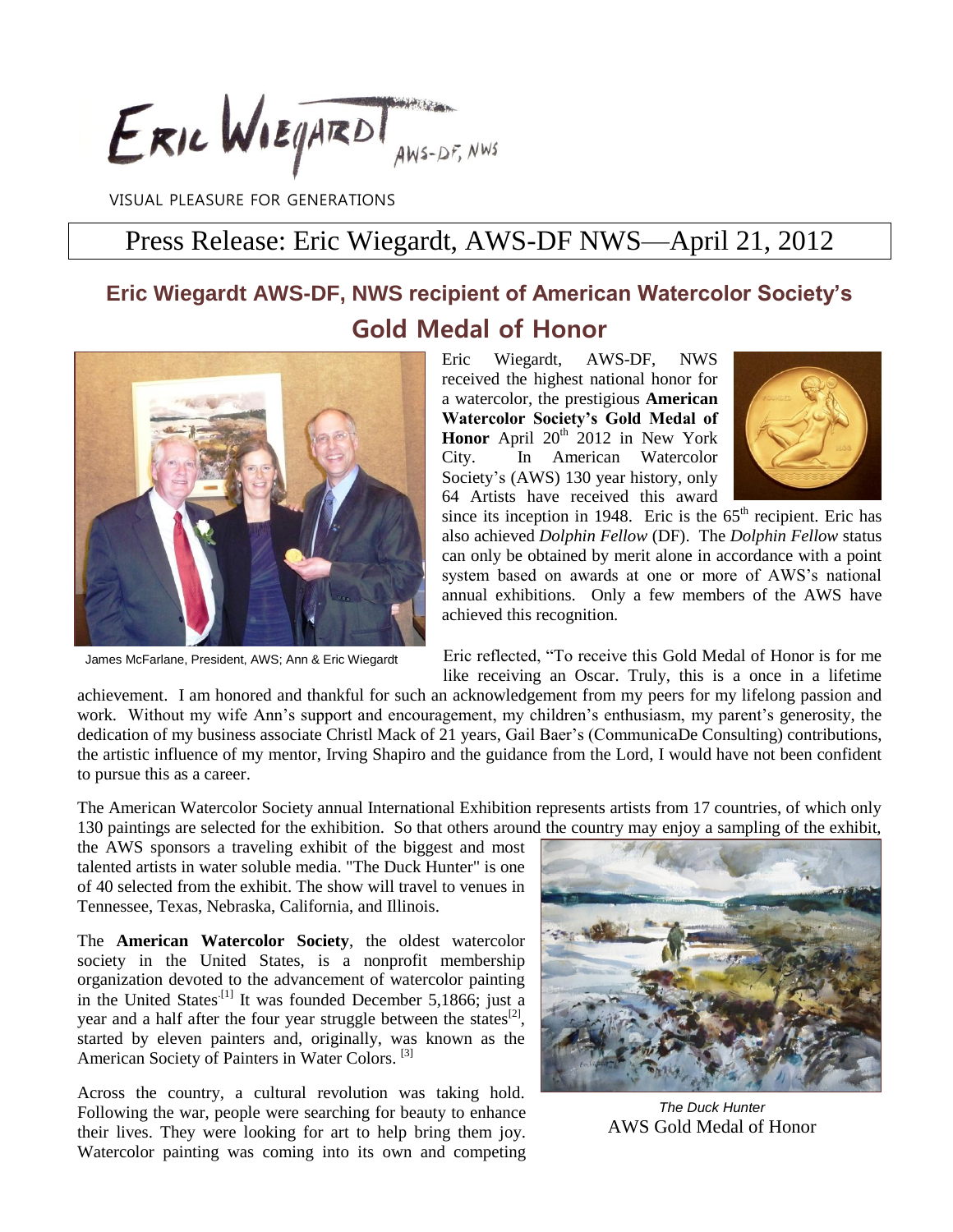ERIC WIEGARDT AWS-DF, NWS

VISUAL PLEASURE FOR GENERATIONS

# Press Release: Eric Wiegardt, AWS-DF NWS—April 21, 2012

## Eric Wiegardt AWS-DF, NWS recipient of American Watercolor Society's Gold Medal of Honor

James McFarlane, President, AWS; Ann & Eric Wiegardt

Eric Wiegardt, AWS-DF, NWS received the highest national honor for a watercolor, the prestigious **American Watercolor Society's Gold Medal of Honor** April 20th 2012 in New York City. In American Watercolor Society's (AWS) 130 year history, only 64 Artists have received this award since its inception in 1948. Eric is the 65th recipient. Eric has also achieved *Dolphin Fellow* (DF). The *Dolphin Fellow* status can only be obtained by merit alone in accordance with a point system based on awards at one or more of AWS's national annual exhibitions. Only a few members of the AWS have achieved this recognition.

Eric reflected, "To receive this Gold Medal of Honor is for me like receiving an Oscar. Truly, this is a once in a lifetime achievement. I am honored and thankful for such an acknowledgement from my peers for my lifelong passion and work. Without my wife Ann's support and encouragement, my children's enthusiasm, my parent's generosity, the dedication of my business associate Christl Mack of 21 years, Gail Baer's (CommunicaDe Consulting) contributions, the artistic influence of my mentor, Irving Shapiro and the guidance from the Lord, I would have not been confident to pursue this as a career.

The American Watercolor Society annual International Exhibition represents artists from 17 countries, of which only 130 paintings are selected for the exhibition. So that others around the country may enjoy a sampling of the exhibit, the AWS sponsors a traveling exhibit of the biggest and most talented artists in water soluble media. "The Duck Hunter" is one of 40 selected from the exhibit. The show will travel to venues in Tennessee, Texas, Nebraska, California, and Illinois.

*The Duck Hunter*
AWS Gold Medal of Honor

The **American Watercolor Society**, the oldest watercolor society in the United States, is a nonprofit membership organization devoted to the advancement of watercolor painting in the United States[1] It was founded December 5,1866; just a year and a half after the four year struggle between the states[2], started by eleven painters and, originally, was known as the American Society of Painters in Water Colors. [3]

Across the country, a cultural revolution was taking hold. Following the war, people were searching for beauty to enhance their lives. They were looking for art to help bring them joy. Watercolor painting was coming into its own and competing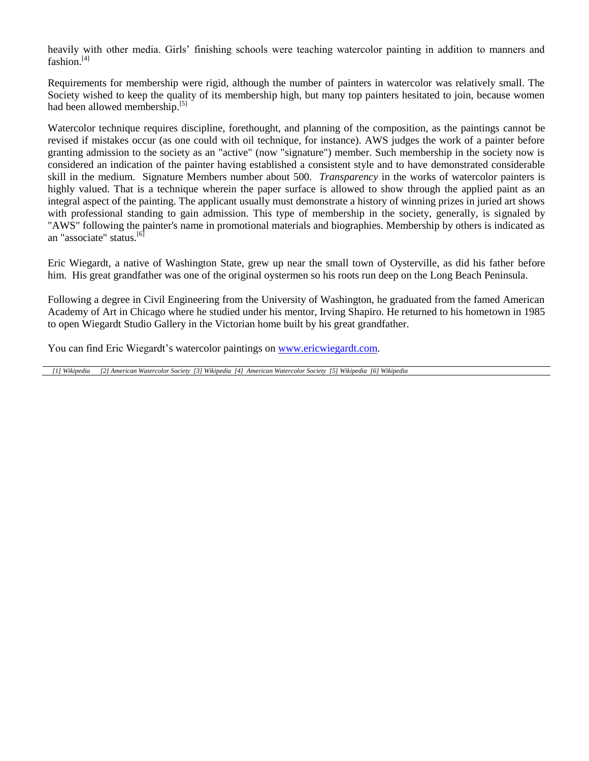heavily with other media. Girls' finishing schools were teaching watercolor painting in addition to manners and fashion.[4]

Requirements for membership were rigid, although the number of painters in watercolor was relatively small. The Society wished to keep the quality of its membership high, but many top painters hesitated to join, because women had been allowed membership.[5]

Watercolor technique requires discipline, forethought, and planning of the composition, as the paintings cannot be revised if mistakes occur (as one could with oil technique, for instance). AWS judges the work of a painter before granting admission to the society as an "active" (now "signature") member. Such membership in the society now is considered an indication of the painter having established a consistent style and to have demonstrated considerable skill in the medium. Signature Members number about 500. *Transparency* in the works of watercolor painters is highly valued. That is a technique wherein the paper surface is allowed to show through the applied paint as an integral aspect of the painting. The applicant usually must demonstrate a history of winning prizes in juried art shows with professional standing to gain admission. This type of membership in the society, generally, is signaled by "AWS" following the painter's name in promotional materials and biographies. Membership by others is indicated as an "associate" status.[6]

Eric Wiegardt, a native of Washington State, grew up near the small town of Oysterville, as did his father before him. His great grandfather was one of the original oystermen so his roots run deep on the Long Beach Peninsula.

Following a degree in Civil Engineering from the University of Washington, he graduated from the famed American Academy of Art in Chicago where he studied under his mentor, Irving Shapiro. He returned to his hometown in 1985 to open Wiegardt Studio Gallery in the Victorian home built by his great grandfather.

You can find Eric Wiegardt's watercolor paintings on [www.ericwiegardt.com](http://www.ericwiegardt.com).

*[1] Wikipedia [2] American Watercolor Society [3] Wikipedia [4] American Watercolor Society [5] Wikipedia [6] Wikipedia*